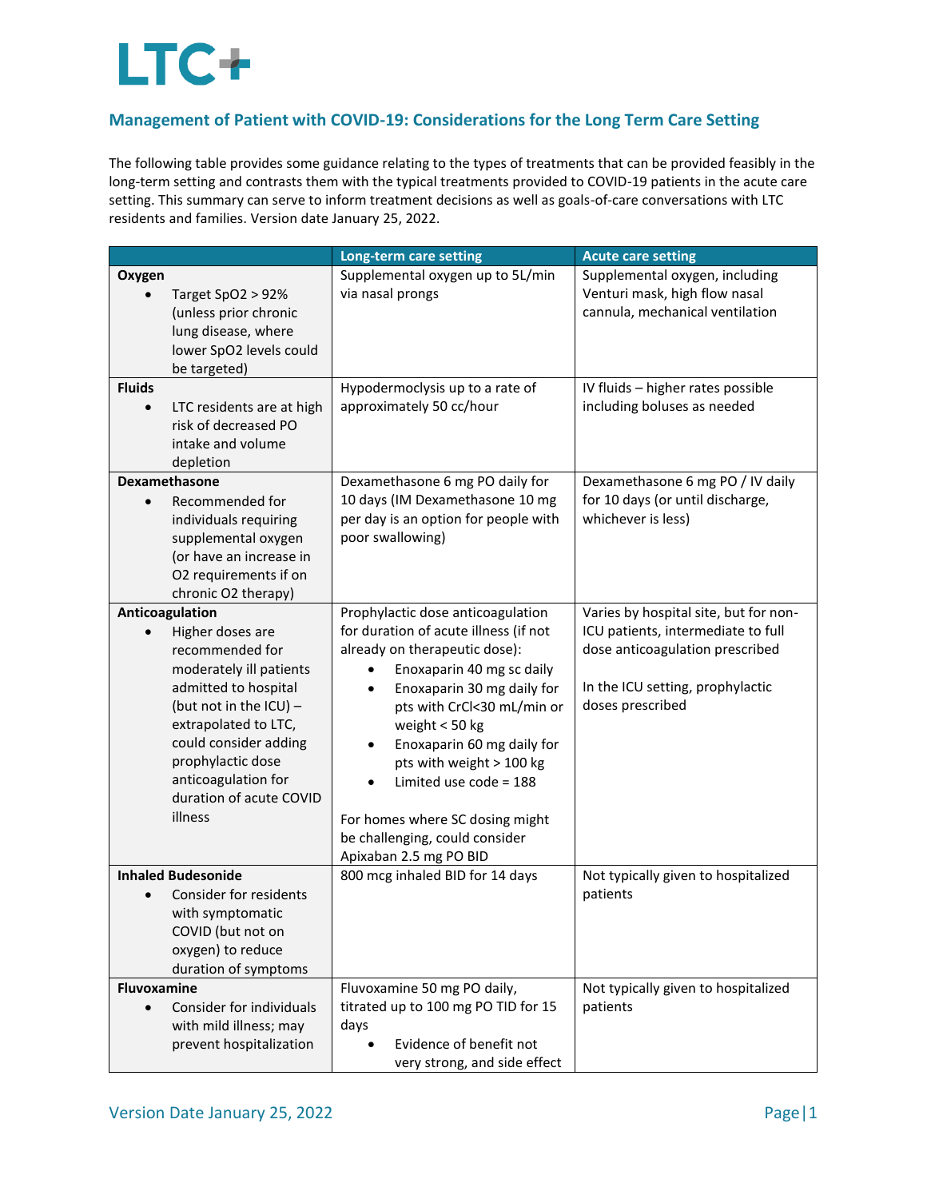LTC+

## Management of Patient with COVID-19: Considerations for the Long Term Care Setting

The following table provides some guidance relating to the types of treatments that can be provided feasibly in the long-term setting and contrasts them with the typical treatments provided to COVID-19 patients in the acute care setting. This summary can serve to inform treatment decisions as well as goals-of-care conversations with LTC residents and families. Version date January 25, 2022.

| | Long-term care setting | Acute care setting |
|---|---|---|
| **Oxygen**<br>• Target SpO2 > 92% (unless prior chronic lung disease, where lower SpO2 levels could be targeted) | Supplemental oxygen up to 5L/min via nasal prongs | Supplemental oxygen, including Venturi mask, high flow nasal cannula, mechanical ventilation |
| **Fluids**<br>• LTC residents are at high risk of decreased PO intake and volume depletion | Hypodermoclysis up to a rate of approximately 50 cc/hour | IV fluids – higher rates possible including boluses as needed |
| **Dexamethasone**<br>• Recommended for individuals requiring supplemental oxygen (or have an increase in O2 requirements if on chronic O2 therapy) | Dexamethasone 6 mg PO daily for 10 days (IM Dexamethasone 10 mg per day is an option for people with poor swallowing) | Dexamethasone 6 mg PO / IV daily for 10 days (or until discharge, whichever is less) |
| **Anticoagulation**<br>• Higher doses are recommended for moderately ill patients admitted to hospital (but not in the ICU) – extrapolated to LTC, could consider adding prophylactic dose anticoagulation for duration of acute COVID illness | Prophylactic dose anticoagulation for duration of acute illness (if not already on therapeutic dose):<br>• Enoxaparin 40 mg sc daily<br>• Enoxaparin 30 mg daily for pts with CrCl<30 mL/min or weight < 50 kg<br>• Enoxaparin 60 mg daily for pts with weight > 100 kg<br>• Limited use code = 188<br><br>For homes where SC dosing might be challenging, could consider Apixaban 2.5 mg PO BID | Varies by hospital site, but for non-ICU patients, intermediate to full dose anticoagulation prescribed<br><br>In the ICU setting, prophylactic doses prescribed |
| **Inhaled Budesonide**<br>• Consider for residents with symptomatic COVID (but not on oxygen) to reduce duration of symptoms | 800 mcg inhaled BID for 14 days | Not typically given to hospitalized patients |
| **Fluvoxamine**<br>• Consider for individuals with mild illness; may prevent hospitalization | Fluvoxamine 50 mg PO daily, titrated up to 100 mg PO TID for 15 days<br>• Evidence of benefit not very strong, and side effect | Not typically given to hospitalized patients |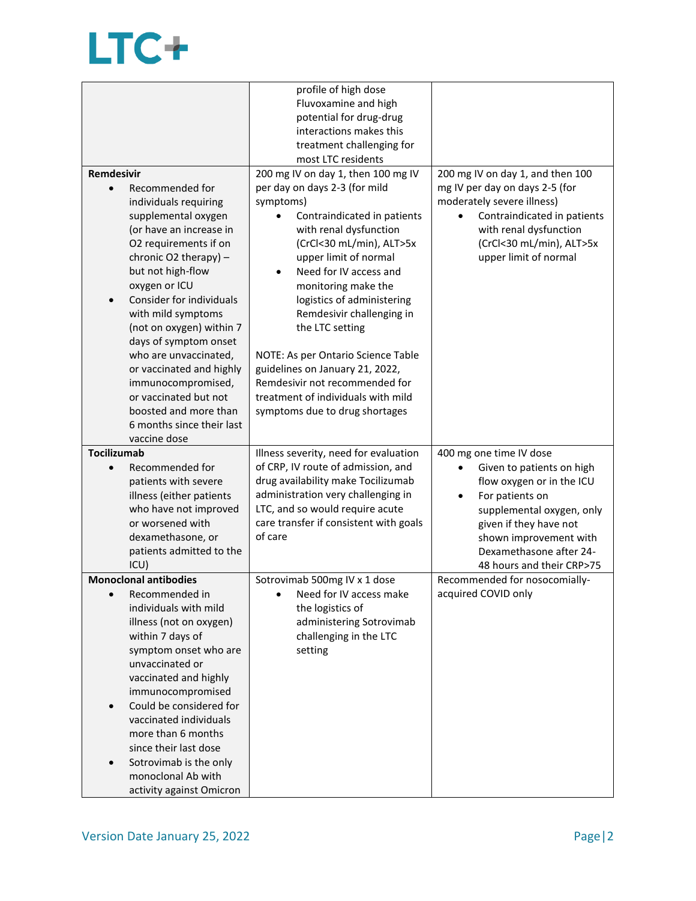| | | |
|---|---|---|
| | profile of high dose Fluvoxamine and high potential for drug-drug interactions makes this treatment challenging for most LTC residents | |
| **Remdesivir**<br>• Recommended for individuals requiring supplemental oxygen (or have an increase in O2 requirements if on chronic O2 therapy) – but not high-flow oxygen or ICU<br>• Consider for individuals with mild symptoms (not on oxygen) within 7 days of symptom onset who are unvaccinated, or vaccinated and highly immunocompromised, or vaccinated but not boosted and more than 6 months since their last vaccine dose | 200 mg IV on day 1, then 100 mg IV per day on days 2-3 (for mild symptoms)<br>• Contraindicated in patients with renal dysfunction (CrCl<30 mL/min), ALT>5x upper limit of normal<br>• Need for IV access and monitoring make the logistics of administering Remdesivir challenging in the LTC setting<br><br>NOTE: As per Ontario Science Table guidelines on January 21, 2022, Remdesivir not recommended for treatment of individuals with mild symptoms due to drug shortages | 200 mg IV on day 1, and then 100 mg IV per day on days 2-5 (for moderately severe illness)<br>• Contraindicated in patients with renal dysfunction (CrCl<30 mL/min), ALT>5x upper limit of normal |
| **Tocilizumab**<br>• Recommended for patients with severe illness (either patients who have not improved or worsened with dexamethasone, or patients admitted to the ICU) | Illness severity, need for evaluation of CRP, IV route of admission, and drug availability make Tocilizumab administration very challenging in LTC, and so would require acute care transfer if consistent with goals of care | 400 mg one time IV dose<br>• Given to patients on high flow oxygen or in the ICU<br>• For patients on supplemental oxygen, only given if they have not shown improvement with Dexamethasone after 24-48 hours and their CRP>75 |
| **Monoclonal antibodies**<br>• Recommended in individuals with mild illness (not on oxygen) within 7 days of symptom onset who are unvaccinated or vaccinated and highly immunocompromised<br>• Could be considered for vaccinated individuals more than 6 months since their last dose<br>• Sotrovimab is the only monoclonal Ab with activity against Omicron | Sotrovimab 500mg IV x 1 dose<br>• Need for IV access make the logistics of administering Sotrovimab challenging in the LTC setting | Recommended for nosocomially-acquired COVID only |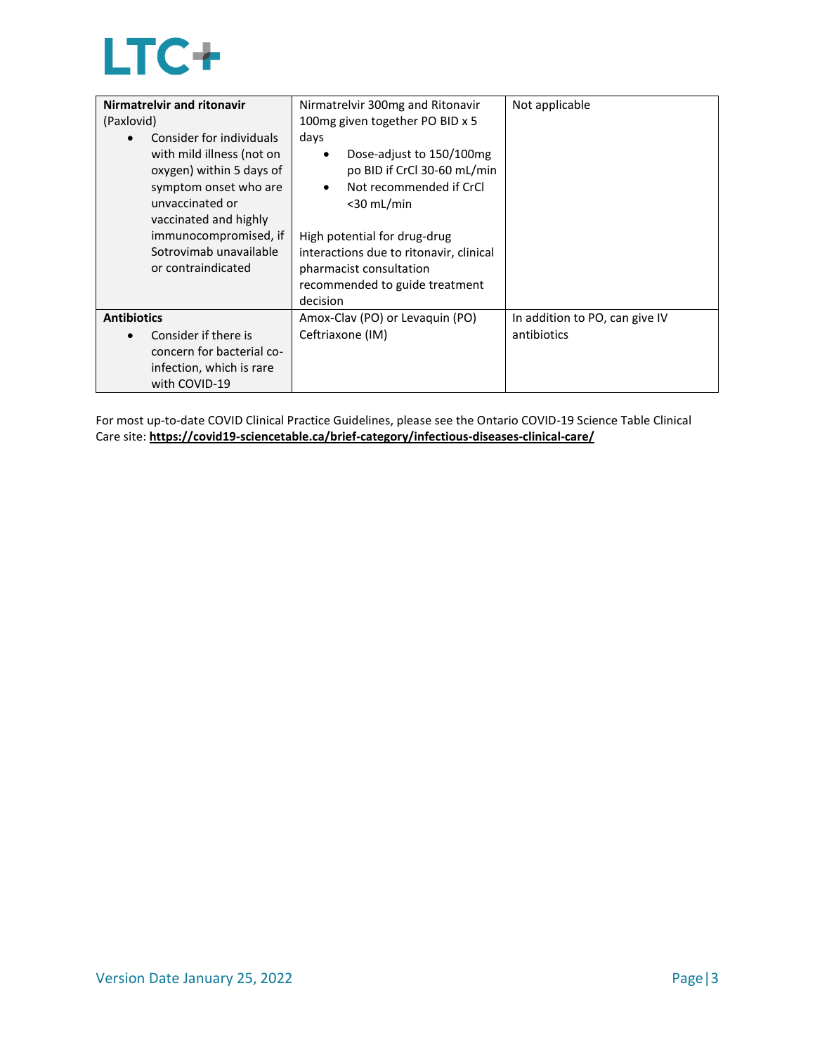| | | |
|---|---|---|
| **Nirmatrelvir and ritonavir** (Paxlovid)<br>• Consider for individuals with mild illness (not on oxygen) within 5 days of symptom onset who are unvaccinated or vaccinated and highly immunocompromised, if Sotrovimab unavailable or contraindicated | Nirmatrelvir 300mg and Ritonavir 100mg given together PO BID x 5 days<br>• Dose-adjust to 150/100mg po BID if CrCl 30-60 mL/min<br>• Not recommended if CrCl <30 mL/min<br><br>High potential for drug-drug interactions due to ritonavir, clinical pharmacist consultation recommended to guide treatment decision | Not applicable |
| **Antibiotics**<br>• Consider if there is concern for bacterial co-infection, which is rare with COVID-19 | Amox-Clav (PO) or Levaquin (PO)<br>Ceftriaxone (IM) | In addition to PO, can give IV antibiotics |

For most up-to-date COVID Clinical Practice Guidelines, please see the Ontario COVID-19 Science Table Clinical Care site: **https://covid19-sciencetable.ca/brief-category/infectious-diseases-clinical-care/**

Version Date January 25, 2022